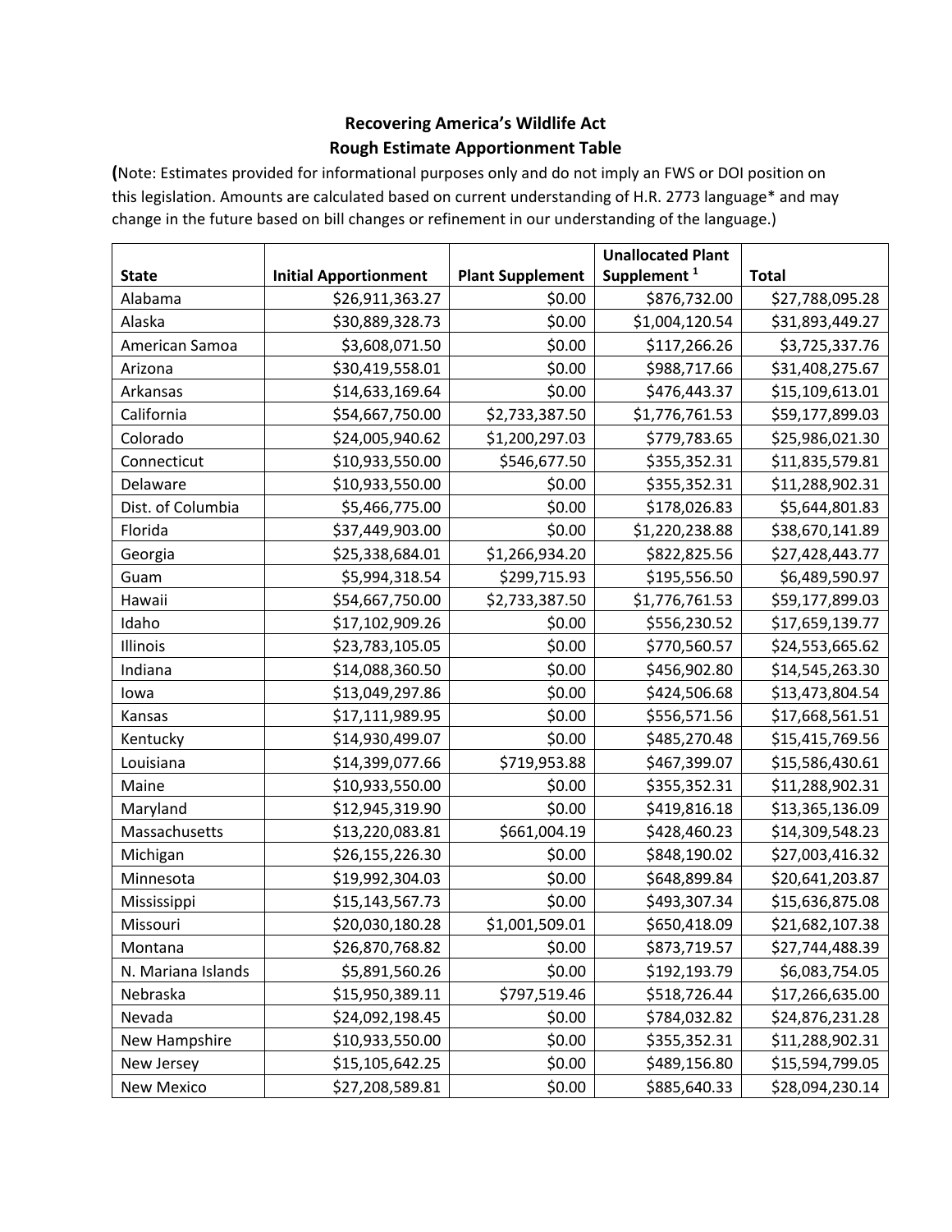**Recovering America's Wildlife Act**
**Rough Estimate Apportionment Table**

**(**Note: Estimates provided for informational purposes only and do not imply an FWS or DOI position on this legislation. Amounts are calculated based on current understanding of H.R. 2773 language* and may change in the future based on bill changes or refinement in our understanding of the language.)

| State | Initial Apportionment | Plant Supplement | Unallocated Plant Supplement [1] | Total |
|---|---|---|---|---|
| Alabama | $26,911,363.27 | $0.00 | $876,732.00 | $27,788,095.28 |
| Alaska | $30,889,328.73 | $0.00 | $1,004,120.54 | $31,893,449.27 |
| American Samoa | $3,608,071.50 | $0.00 | $117,266.26 | $3,725,337.76 |
| Arizona | $30,419,558.01 | $0.00 | $988,717.66 | $31,408,275.67 |
| Arkansas | $14,633,169.64 | $0.00 | $476,443.37 | $15,109,613.01 |
| California | $54,667,750.00 | $2,733,387.50 | $1,776,761.53 | $59,177,899.03 |
| Colorado | $24,005,940.62 | $1,200,297.03 | $779,783.65 | $25,986,021.30 |
| Connecticut | $10,933,550.00 | $546,677.50 | $355,352.31 | $11,835,579.81 |
| Delaware | $10,933,550.00 | $0.00 | $355,352.31 | $11,288,902.31 |
| Dist. of Columbia | $5,466,775.00 | $0.00 | $178,026.83 | $5,644,801.83 |
| Florida | $37,449,903.00 | $0.00 | $1,220,238.88 | $38,670,141.89 |
| Georgia | $25,338,684.01 | $1,266,934.20 | $822,825.56 | $27,428,443.77 |
| Guam | $5,994,318.54 | $299,715.93 | $195,556.50 | $6,489,590.97 |
| Hawaii | $54,667,750.00 | $2,733,387.50 | $1,776,761.53 | $59,177,899.03 |
| Idaho | $17,102,909.26 | $0.00 | $556,230.52 | $17,659,139.77 |
| Illinois | $23,783,105.05 | $0.00 | $770,560.57 | $24,553,665.62 |
| Indiana | $14,088,360.50 | $0.00 | $456,902.80 | $14,545,263.30 |
| Iowa | $13,049,297.86 | $0.00 | $424,506.68 | $13,473,804.54 |
| Kansas | $17,111,989.95 | $0.00 | $556,571.56 | $17,668,561.51 |
| Kentucky | $14,930,499.07 | $0.00 | $485,270.48 | $15,415,769.56 |
| Louisiana | $14,399,077.66 | $719,953.88 | $467,399.07 | $15,586,430.61 |
| Maine | $10,933,550.00 | $0.00 | $355,352.31 | $11,288,902.31 |
| Maryland | $12,945,319.90 | $0.00 | $419,816.18 | $13,365,136.09 |
| Massachusetts | $13,220,083.81 | $661,004.19 | $428,460.23 | $14,309,548.23 |
| Michigan | $26,155,226.30 | $0.00 | $848,190.02 | $27,003,416.32 |
| Minnesota | $19,992,304.03 | $0.00 | $648,899.84 | $20,641,203.87 |
| Mississippi | $15,143,567.73 | $0.00 | $493,307.34 | $15,636,875.08 |
| Missouri | $20,030,180.28 | $1,001,509.01 | $650,418.09 | $21,682,107.38 |
| Montana | $26,870,768.82 | $0.00 | $873,719.57 | $27,744,488.39 |
| N. Mariana Islands | $5,891,560.26 | $0.00 | $192,193.79 | $6,083,754.05 |
| Nebraska | $15,950,389.11 | $797,519.46 | $518,726.44 | $17,266,635.00 |
| Nevada | $24,092,198.45 | $0.00 | $784,032.82 | $24,876,231.28 |
| New Hampshire | $10,933,550.00 | $0.00 | $355,352.31 | $11,288,902.31 |
| New Jersey | $15,105,642.25 | $0.00 | $489,156.80 | $15,594,799.05 |
| New Mexico | $27,208,589.81 | $0.00 | $885,640.33 | $28,094,230.14 |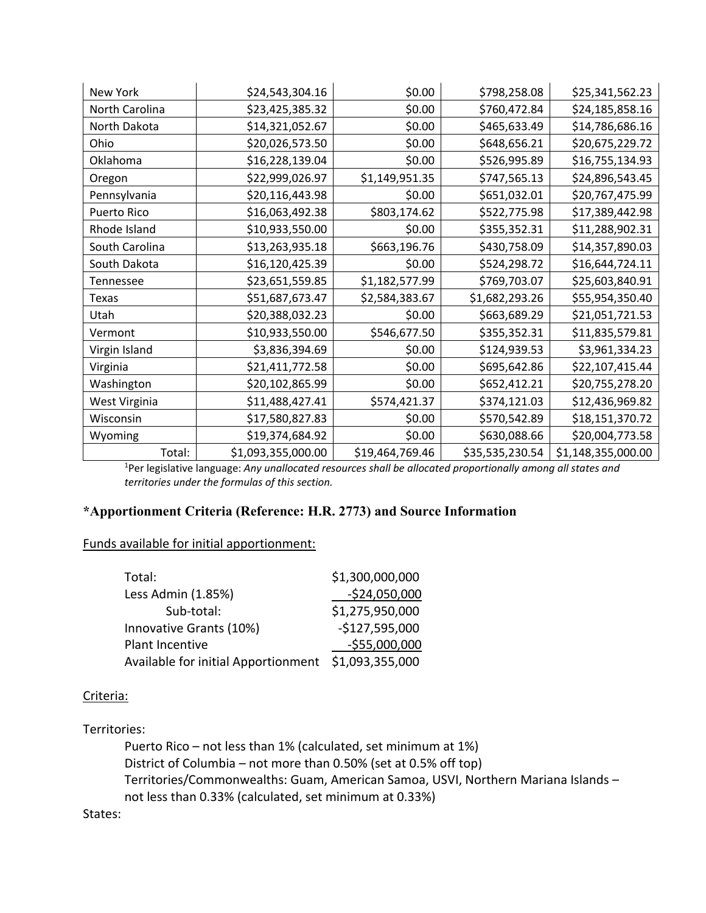| | | | | |
|---|---|---|---|---|
| New York | $24,543,304.16 | $0.00 | $798,258.08 | $25,341,562.23 |
| North Carolina | $23,425,385.32 | $0.00 | $760,472.84 | $24,185,858.16 |
| North Dakota | $14,321,052.67 | $0.00 | $465,633.49 | $14,786,686.16 |
| Ohio | $20,026,573.50 | $0.00 | $648,656.21 | $20,675,229.72 |
| Oklahoma | $16,228,139.04 | $0.00 | $526,995.89 | $16,755,134.93 |
| Oregon | $22,999,026.97 | $1,149,951.35 | $747,565.13 | $24,896,543.45 |
| Pennsylvania | $20,116,443.98 | $0.00 | $651,032.01 | $20,767,475.99 |
| Puerto Rico | $16,063,492.38 | $803,174.62 | $522,775.98 | $17,389,442.98 |
| Rhode Island | $10,933,550.00 | $0.00 | $355,352.31 | $11,288,902.31 |
| South Carolina | $13,263,935.18 | $663,196.76 | $430,758.09 | $14,357,890.03 |
| South Dakota | $16,120,425.39 | $0.00 | $524,298.72 | $16,644,724.11 |
| Tennessee | $23,651,559.85 | $1,182,577.99 | $769,703.07 | $25,603,840.91 |
| Texas | $51,687,673.47 | $2,584,383.67 | $1,682,293.26 | $55,954,350.40 |
| Utah | $20,388,032.23 | $0.00 | $663,689.29 | $21,051,721.53 |
| Vermont | $10,933,550.00 | $546,677.50 | $355,352.31 | $11,835,579.81 |
| Virgin Island | $3,836,394.69 | $0.00 | $124,939.53 | $3,961,334.23 |
| Virginia | $21,411,772.58 | $0.00 | $695,642.86 | $22,107,415.44 |
| Washington | $20,102,865.99 | $0.00 | $652,412.21 | $20,755,278.20 |
| West Virginia | $11,488,427.41 | $574,421.37 | $374,121.03 | $12,436,969.82 |
| Wisconsin | $17,580,827.83 | $0.00 | $570,542.89 | $18,151,370.72 |
| Wyoming | $19,374,684.92 | $0.00 | $630,088.66 | $20,004,773.58 |
| Total: | $1,093,355,000.00 | $19,464,769.46 | $35,535,230.54 | $1,148,355,000.00 |

[1]Per legislative language: *Any unallocated resources shall be allocated proportionally among all states and territories under the formulas of this section.*

## *Apportionment Criteria (Reference: H.R. 2773) and Source Information

Funds available for initial apportionment:

| | |
|---|---|
| Total: | $1,300,000,000 |
| Less Admin (1.85%) | -$24,050,000 |
| Sub-total: | $1,275,950,000 |
| Innovative Grants (10%) | -$127,595,000 |
| Plant Incentive | -$55,000,000 |
| Available for initial Apportionment | $1,093,355,000 |

Criteria:

Territories:

- Puerto Rico – not less than 1% (calculated, set minimum at 1%)
- District of Columbia – not more than 0.50% (set at 0.5% off top)
- Territories/Commonwealths: Guam, American Samoa, USVI, Northern Mariana Islands – not less than 0.33% (calculated, set minimum at 0.33%)

States: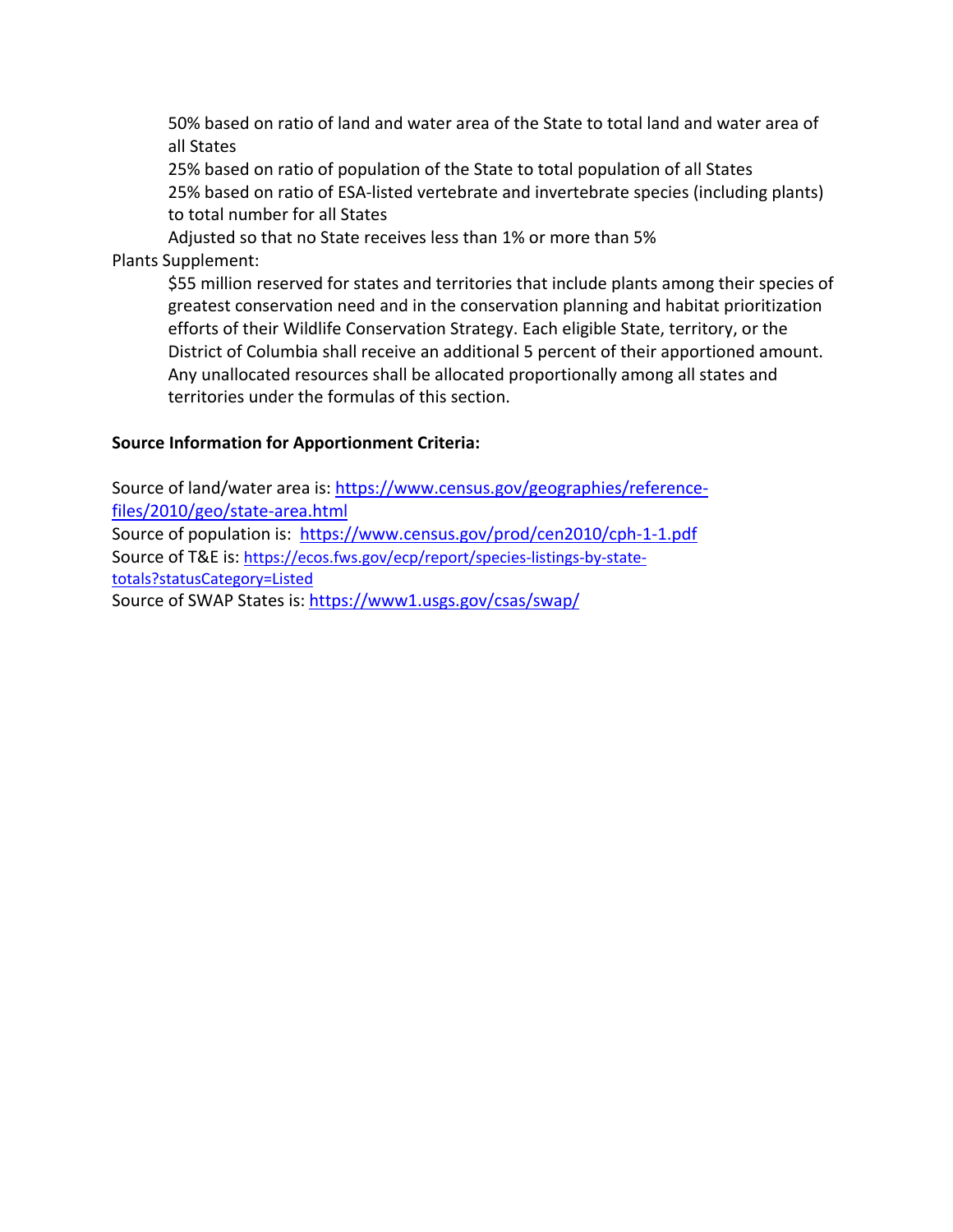50% based on ratio of land and water area of the State to total land and water area of all States

25% based on ratio of population of the State to total population of all States

25% based on ratio of ESA-listed vertebrate and invertebrate species (including plants) to total number for all States

Adjusted so that no State receives less than 1% or more than 5%

Plants Supplement:

$55 million reserved for states and territories that include plants among their species of greatest conservation need and in the conservation planning and habitat prioritization efforts of their Wildlife Conservation Strategy. Each eligible State, territory, or the District of Columbia shall receive an additional 5 percent of their apportioned amount. Any unallocated resources shall be allocated proportionally among all states and territories under the formulas of this section.

**Source Information for Apportionment Criteria:**

Source of land/water area is: https://www.census.gov/geographies/reference-files/2010/geo/state-area.html

Source of population is: https://www.census.gov/prod/cen2010/cph-1-1.pdf

Source of T&E is: https://ecos.fws.gov/ecp/report/species-listings-by-state-totals?statusCategory=Listed

Source of SWAP States is: https://www1.usgs.gov/csas/swap/